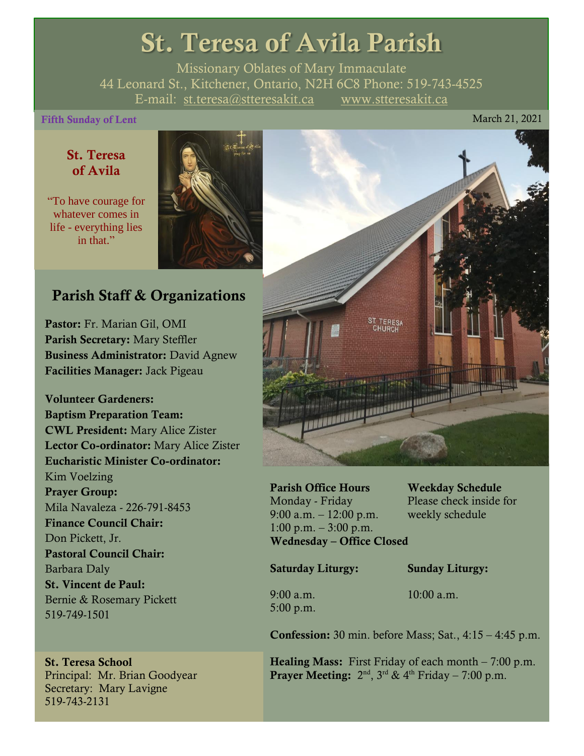# St. Teresa of Avila Parish

Missionary Oblates of Mary Immaculate
44 Leonard St., Kitchener, Ontario, N2H 6C8 Phone: 519-743-4525
E-mail: st.teresa@stteresakit.ca www.stteresakit.ca

**Fifth Sunday of Lent** March 21, 2021

### St. Teresa of Avila

"To have courage for whatever comes in life - everything lies in that."

## Parish Staff & Organizations

**Pastor:** Fr. Marian Gil, OMI
**Parish Secretary:** Mary Steffler
**Business Administrator:** David Agnew
**Facilities Manager:** Jack Pigeau

**Volunteer Gardeners:**
**Baptism Preparation Team:**
**CWL President:** Mary Alice Zister
**Lector Co-ordinator:** Mary Alice Zister
**Eucharistic Minister Co-ordinator:** Kim Voelzing
**Prayer Group:** Mila Navaleza - 226-791-8453
**Finance Council Chair:** Don Pickett, Jr.
**Pastoral Council Chair:** Barbara Daly
**St. Vincent de Paul:** Bernie & Rosemary Pickett 519-749-1501

**St. Teresa School**
Principal: Mr. Brian Goodyear
Secretary: Mary Lavigne
519-743-2131

**Parish Office Hours**
Monday - Friday
9:00 a.m. – 12:00 p.m.
1:00 p.m. – 3:00 p.m.
**Wednesday – Office Closed**

**Weekday Schedule**
Please check inside for weekly schedule

**Saturday Liturgy:**
9:00 a.m.
5:00 p.m.

**Sunday Liturgy:**
10:00 a.m.

**Confession:** 30 min. before Mass; Sat., 4:15 – 4:45 p.m.

**Healing Mass:** First Friday of each month – 7:00 p.m.
**Prayer Meeting:** 2nd, 3rd & 4th Friday – 7:00 p.m.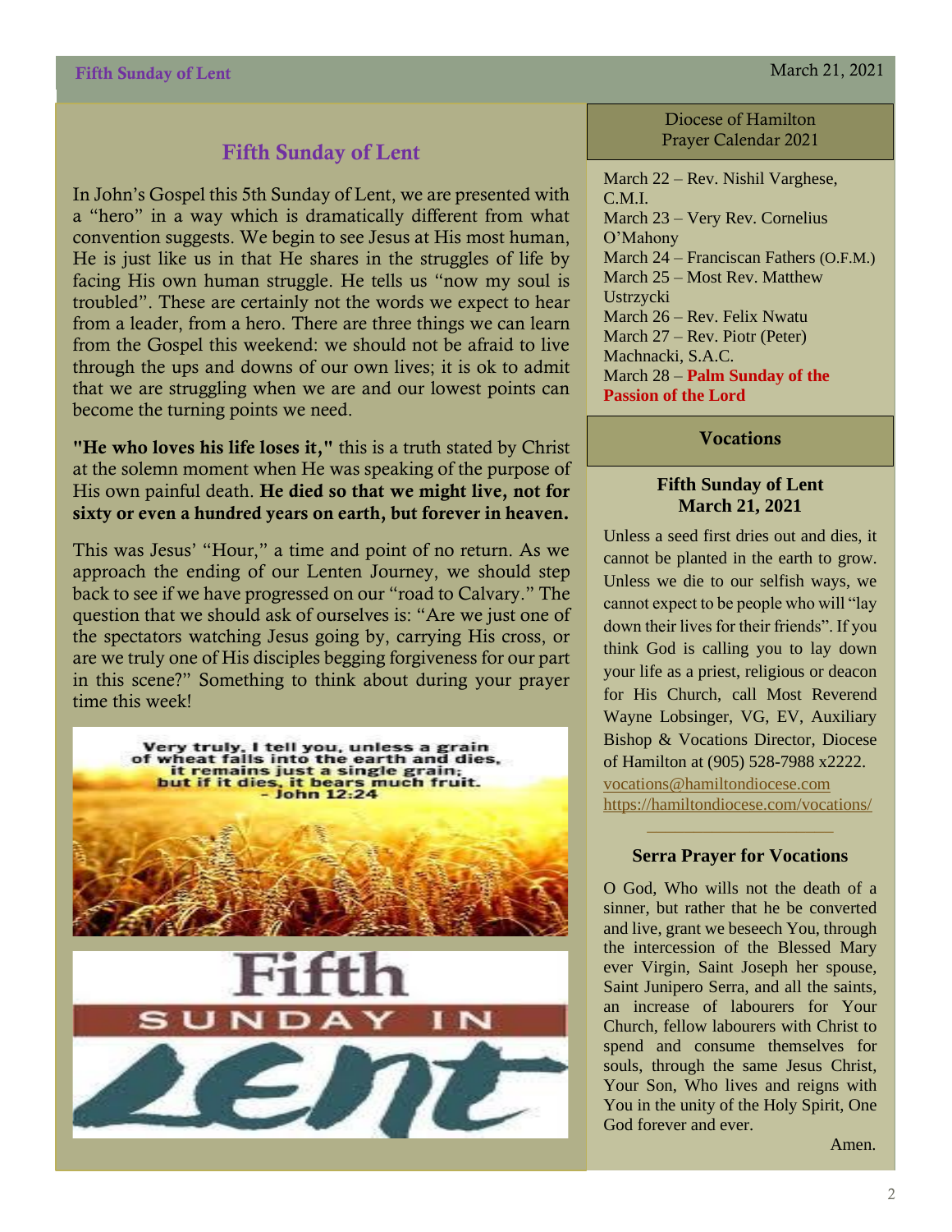## Fifth Sunday of Lent

In John's Gospel this 5th Sunday of Lent, we are presented with a "hero" in a way which is dramatically different from what convention suggests. We begin to see Jesus at His most human, He is just like us in that He shares in the struggles of life by facing His own human struggle. He tells us "now my soul is troubled". These are certainly not the words we expect to hear from a leader, from a hero. There are three things we can learn from the Gospel this weekend: we should not be afraid to live through the ups and downs of our own lives; it is ok to admit that we are struggling when we are and our lowest points can become the turning points we need.

**"He who loves his life loses it,"** this is a truth stated by Christ at the solemn moment when He was speaking of the purpose of His own painful death. **He died so that we might live, not for sixty or even a hundred years on earth, but forever in heaven.**

This was Jesus' "Hour," a time and point of no return. As we approach the ending of our Lenten Journey, we should step back to see if we have progressed on our "road to Calvary." The question that we should ask of ourselves is: "Are we just one of the spectators watching Jesus going by, carrying His cross, or are we truly one of His disciples begging forgiveness for our part in this scene?" Something to think about during your prayer time this week!

Very truly, I tell you, unless a grain of wheat falls into the earth and dies, it remains just a single grain; but if it dies, it bears much fruit.
- John 12:24

Fifth SUNDAY IN Lent

### Diocese of Hamilton Prayer Calendar 2021

March 22 – Rev. Nishil Varghese, C.M.I.
March 23 – Very Rev. Cornelius O'Mahony
March 24 – Franciscan Fathers (O.F.M.)
March 25 – Most Rev. Matthew Ustrzycki
March 26 – Rev. Felix Nwatu
March 27 – Rev. Piotr (Peter) Machnacki, S.A.C.
March 28 – **Palm Sunday of the Passion of the Lord**

### Vocations

**Fifth Sunday of Lent**
**March 21, 2021**

Unless a seed first dries out and dies, it cannot be planted in the earth to grow. Unless we die to our selfish ways, we cannot expect to be people who will "lay down their lives for their friends". If you think God is calling you to lay down your life as a priest, religious or deacon for His Church, call Most Reverend Wayne Lobsinger, VG, EV, Auxiliary Bishop & Vocations Director, Diocese of Hamilton at (905) 528-7988 x2222.
vocations@hamiltondiocese.com
https://hamiltondiocese.com/vocations/

**Serra Prayer for Vocations**

O God, Who wills not the death of a sinner, but rather that he be converted and live, grant we beseech You, through the intercession of the Blessed Mary ever Virgin, Saint Joseph her spouse, Saint Junipero Serra, and all the saints, an increase of labourers for Your Church, fellow labourers with Christ to spend and consume themselves for souls, through the same Jesus Christ, Your Son, Who lives and reigns with You in the unity of the Holy Spirit, One God forever and ever.

Amen.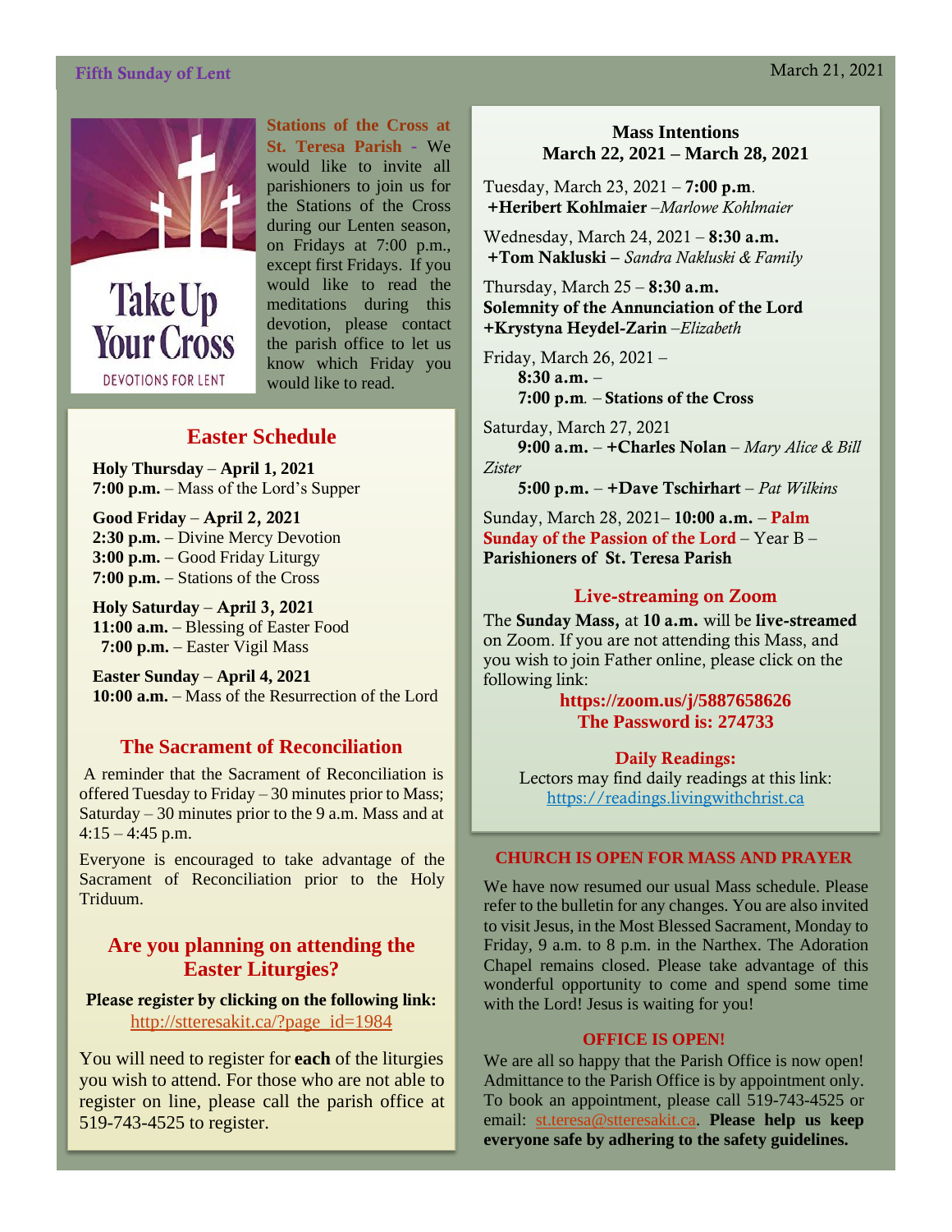**Fifth Sunday of Lent** March 21, 2021

Take Up Your Cross
DEVOTIONS FOR LENT

**Stations of the Cross at St. Teresa Parish** - We would like to invite all parishioners to join us for the Stations of the Cross during our Lenten season, on Fridays at 7:00 p.m., except first Fridays. If you would like to read the meditations during this devotion, please contact the parish office to let us know which Friday you would like to read.

## Easter Schedule

**Holy Thursday** – **April 1, 2021**
**7:00 p.m.** – Mass of the Lord's Supper

**Good Friday** – **April 2, 2021**
**2:30 p.m.** – Divine Mercy Devotion
**3:00 p.m.** – Good Friday Liturgy
**7:00 p.m.** – Stations of the Cross

**Holy Saturday** – **April 3, 2021**
**11:00 a.m.** – Blessing of Easter Food
**7:00 p.m.** – Easter Vigil Mass

**Easter Sunday** – **April 4, 2021**
**10:00 a.m.** – Mass of the Resurrection of the Lord

## The Sacrament of Reconciliation

A reminder that the Sacrament of Reconciliation is offered Tuesday to Friday – 30 minutes prior to Mass; Saturday – 30 minutes prior to the 9 a.m. Mass and at 4:15 – 4:45 p.m.

Everyone is encouraged to take advantage of the Sacrament of Reconciliation prior to the Holy Triduum.

## Are you planning on attending the Easter Liturgies?

**Please register by clicking on the following link:**
http://stteresakit.ca/?page_id=1984

You will need to register for **each** of the liturgies you wish to attend. For those who are not able to register on line, please call the parish office at 519-743-4525 to register.

## Mass Intentions
## March 22, 2021 – March 28, 2021

Tuesday, March 23, 2021 – **7:00 p.m**.
**+Heribert Kohlmaier** –*Marlowe Kohlmaier*

Wednesday, March 24, 2021 – **8:30 a.m.**
**+Tom Nakluski –** *Sandra Nakluski & Family*

Thursday, March 25 – **8:30 a.m.**
**Solemnity of the Annunciation of the Lord**
**+Krystyna Heydel-Zarin** –*Elizabeth*

Friday, March 26, 2021 –
**8:30 a.m.** –
**7:00 p.m**. – **Stations of the Cross**

Saturday, March 27, 2021
**9:00 a.m.** – **+Charles Nolan** – *Mary Alice & Bill Zister*
**5:00 p.m.** – **+Dave Tschirhart** – *Pat Wilkins*

Sunday, March 28, 2021– **10:00 a.m.** – **Palm Sunday of the Passion of the Lord** – Year B – **Parishioners of St. Teresa Parish**

### Live-streaming on Zoom

The **Sunday Mass,** at **10 a.m.** will be **live-streamed** on Zoom. If you are not attending this Mass, and you wish to join Father online, please click on the following link:

**https://zoom.us/j/5887658626**
**The Password is: 274733**

### Daily Readings:

Lectors may find daily readings at this link:
https://readings.livingwithchrist.ca

### CHURCH IS OPEN FOR MASS AND PRAYER

We have now resumed our usual Mass schedule. Please refer to the bulletin for any changes. You are also invited to visit Jesus, in the Most Blessed Sacrament, Monday to Friday, 9 a.m. to 8 p.m. in the Narthex. The Adoration Chapel remains closed. Please take advantage of this wonderful opportunity to come and spend some time with the Lord! Jesus is waiting for you!

### OFFICE IS OPEN!

We are all so happy that the Parish Office is now open! Admittance to the Parish Office is by appointment only. To book an appointment, please call 519-743-4525 or email: st.teresa@stteresakit.ca. **Please help us keep everyone safe by adhering to the safety guidelines.**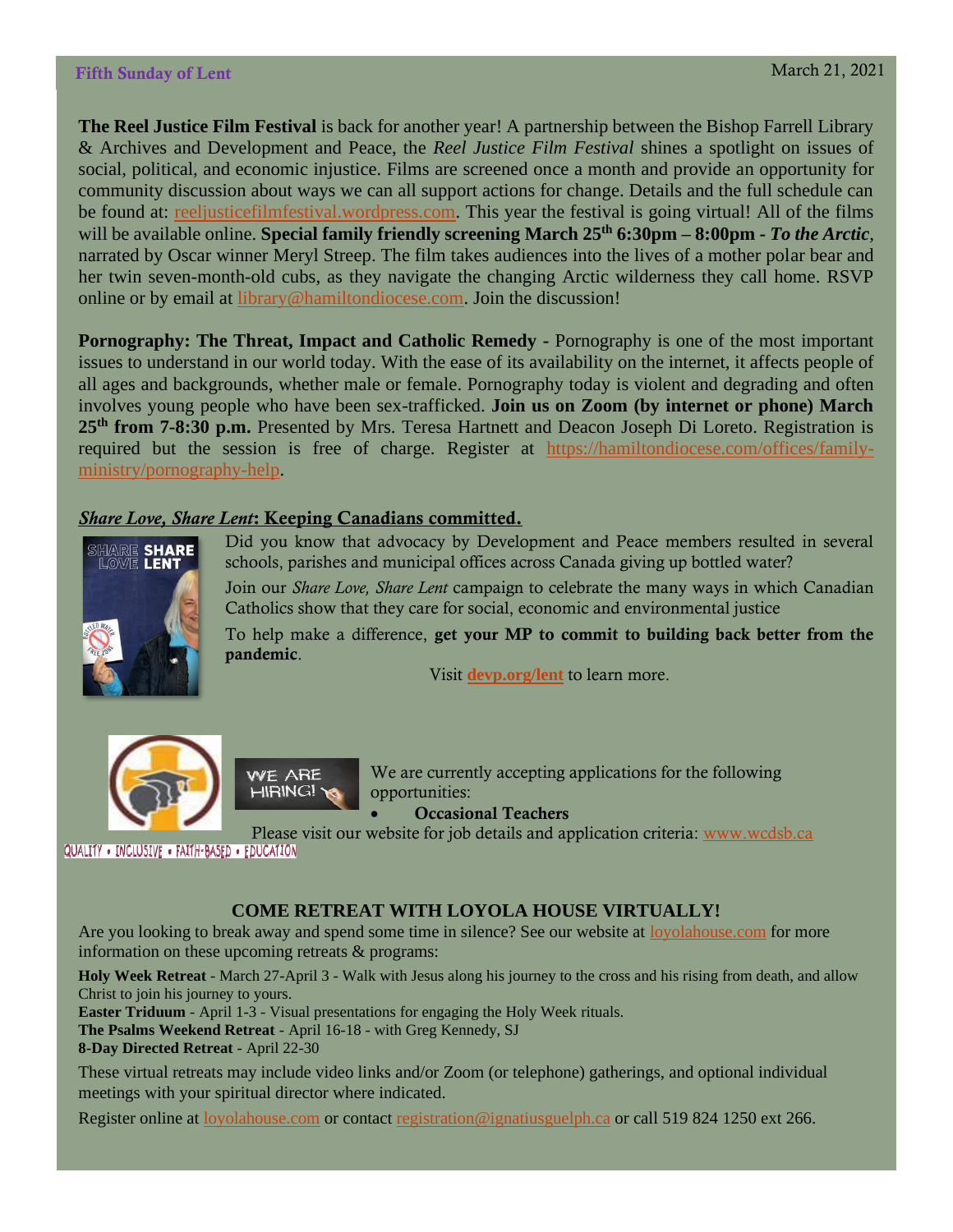**The Reel Justice Film Festival** is back for another year! A partnership between the Bishop Farrell Library & Archives and Development and Peace, the *Reel Justice Film Festival* shines a spotlight on issues of social, political, and economic injustice. Films are screened once a month and provide an opportunity for community discussion about ways we can all support actions for change. Details and the full schedule can be found at: reeljusticefilmfestival.wordpress.com. This year the festival is going virtual! All of the films will be available online. **Special family friendly screening March 25th 6:30pm – 8:00pm - *To the Arctic***, narrated by Oscar winner Meryl Streep. The film takes audiences into the lives of a mother polar bear and her twin seven-month-old cubs, as they navigate the changing Arctic wilderness they call home. RSVP online or by email at library@hamiltondiocese.com. Join the discussion!

**Pornography: The Threat, Impact and Catholic Remedy -** Pornography is one of the most important issues to understand in our world today. With the ease of its availability on the internet, it affects people of all ages and backgrounds, whether male or female. Pornography today is violent and degrading and often involves young people who have been sex-trafficked. **Join us on Zoom (by internet or phone) March 25th from 7-8:30 p.m.** Presented by Mrs. Teresa Hartnett and Deacon Joseph Di Loreto. Registration is required but the session is free of charge. Register at https://hamiltondiocese.com/offices/family-ministry/pornography-help.

***Share Love, Share Lent*: Keeping Canadians committed.**

Did you know that advocacy by Development and Peace members resulted in several schools, parishes and municipal offices across Canada giving up bottled water?

Join our *Share Love, Share Lent* campaign to celebrate the many ways in which Canadian Catholics show that they care for social, economic and environmental justice

To help make a difference, **get your MP to commit to building back better from the pandemic**.

Visit **devp.org/lent** to learn more.

We are currently accepting applications for the following opportunities:

- **Occasional Teachers**

Please visit our website for job details and application criteria: www.wcdsb.ca

QUALITY • INCLUSIVE • FAITH-BASED • EDUCATION

## COME RETREAT WITH LOYOLA HOUSE VIRTUALLY!

Are you looking to break away and spend some time in silence? See our website at loyolahouse.com for more information on these upcoming retreats & programs:

**Holy Week Retreat** - March 27-April 3 - Walk with Jesus along his journey to the cross and his rising from death, and allow Christ to join his journey to yours.
**Easter Triduum** - April 1-3 - Visual presentations for engaging the Holy Week rituals.
**The Psalms Weekend Retreat** - April 16-18 - with Greg Kennedy, SJ
**8-Day Directed Retreat** - April 22-30

These virtual retreats may include video links and/or Zoom (or telephone) gatherings, and optional individual meetings with your spiritual director where indicated.

Register online at loyolahouse.com or contact registration@ignatiusguelph.ca or call 519 824 1250 ext 266.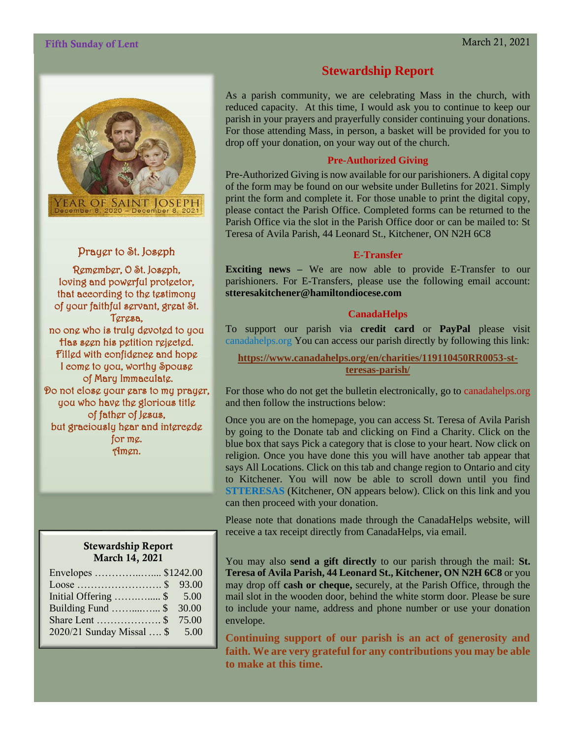Fifth Sunday of Lent

March 21, 2021

YEAR OF SAINT JOSEPH
December 8, 2020 – December 8, 2021

### Prayer to St. Joseph

Remember, O St. Joseph,
loving and powerful protector,
that according to the testimony
of your faithful servant, great St. Teresa,
no one who is truly devoted to you
Has seen his petition rejected.
Filled with confidence and hope
I come to you, worthy Spouse
of Mary Immaculate.
Do not close your ears to my prayer,
you who have the glorious title
of father of Jesus,
but graciously hear and intercede
for me.
Amen.

**Stewardship Report**
**March 14, 2021**

| | |
|---|---|
| Envelopes ……………..….... | $1242.00 |
| Loose …………………….. | $ 93.00 |
| Initial Offering ……….…... | $ 5.00 |
| Building Fund ……....…... | $ 30.00 |
| Share Lent ……………… | $ 75.00 |
| 2020/21 Sunday Missal …. | $ 5.00 |

## Stewardship Report

As a parish community, we are celebrating Mass in the church, with reduced capacity. At this time, I would ask you to continue to keep our parish in your prayers and prayerfully consider continuing your donations. For those attending Mass, in person, a basket will be provided for you to drop off your donation, on your way out of the church.

### Pre-Authorized Giving

Pre-Authorized Giving is now available for our parishioners. A digital copy of the form may be found on our website under Bulletins for 2021. Simply print the form and complete it. For those unable to print the digital copy, please contact the Parish Office. Completed forms can be returned to the Parish Office via the slot in the Parish Office door or can be mailed to: St Teresa of Avila Parish, 44 Leonard St., Kitchener, ON N2H 6C8

### E-Transfer

**Exciting news** – We are now able to provide E-Transfer to our parishioners. For E-Transfers, please use the following email account: **stteresakitchener@hamiltondiocese.com**

### CanadaHelps

To support our parish via **credit card** or **PayPal** please visit canadahelps.org You can access our parish directly by following this link:

**https://www.canadahelps.org/en/charities/119110450RR0053-st-teresas-parish/**

For those who do not get the bulletin electronically, go to canadahelps.org and then follow the instructions below:

Once you are on the homepage, you can access St. Teresa of Avila Parish by going to the Donate tab and clicking on Find a Charity. Click on the blue box that says Pick a category that is close to your heart. Now click on religion. Once you have done this you will have another tab appear that says All Locations. Click on this tab and change region to Ontario and city to Kitchener. You will now be able to scroll down until you find **STTERESAS** (Kitchener, ON appears below). Click on this link and you can then proceed with your donation.

Please note that donations made through the CanadaHelps website, will receive a tax receipt directly from CanadaHelps, via email.

You may also **send a gift directly** to our parish through the mail: **St. Teresa of Avila Parish, 44 Leonard St., Kitchener, ON N2H 6C8** or you may drop off **cash or cheque,** securely, at the Parish Office, through the mail slot in the wooden door, behind the white storm door. Please be sure to include your name, address and phone number or use your donation envelope.

**Continuing support of our parish is an act of generosity and faith. We are very grateful for any contributions you may be able to make at this time.**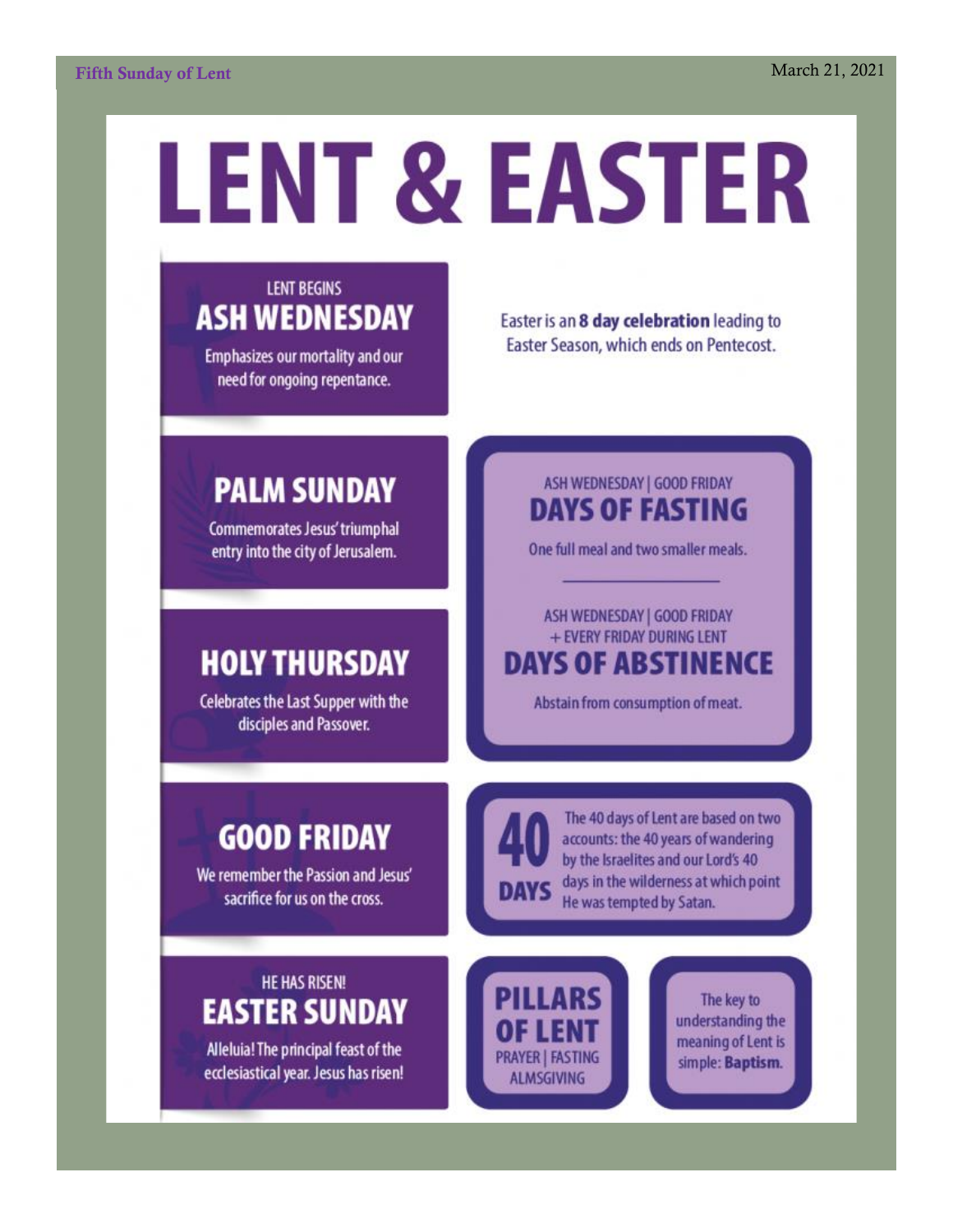# LENT & EASTER

LENT BEGINS

## ASH WEDNESDAY

Emphasizes our mortality and our need for ongoing repentance.

Easter is an **8 day celebration** leading to Easter Season, which ends on Pentecost.

## PALM SUNDAY

Commemorates Jesus' triumphal entry into the city of Jerusalem.

ASH WEDNESDAY | GOOD FRIDAY

## DAYS OF FASTING

One full meal and two smaller meals.

ASH WEDNESDAY | GOOD FRIDAY
+ EVERY FRIDAY DURING LENT

## DAYS OF ABSTINENCE

Abstain from consumption of meat.

## HOLY THURSDAY

Celebrates the Last Supper with the disciples and Passover.

## GOOD FRIDAY

We remember the Passion and Jesus' sacrifice for us on the cross.

**40 DAYS**

The 40 days of Lent are based on two accounts: the 40 years of wandering by the Israelites and our Lord's 40 days in the wilderness at which point He was tempted by Satan.

HE HAS RISEN!

## EASTER SUNDAY

Alleluia! The principal feast of the ecclesiastical year. Jesus has risen!

## PILLARS OF LENT

PRAYER | FASTING
ALMSGIVING

The key to understanding the meaning of Lent is simple: **Baptism**.